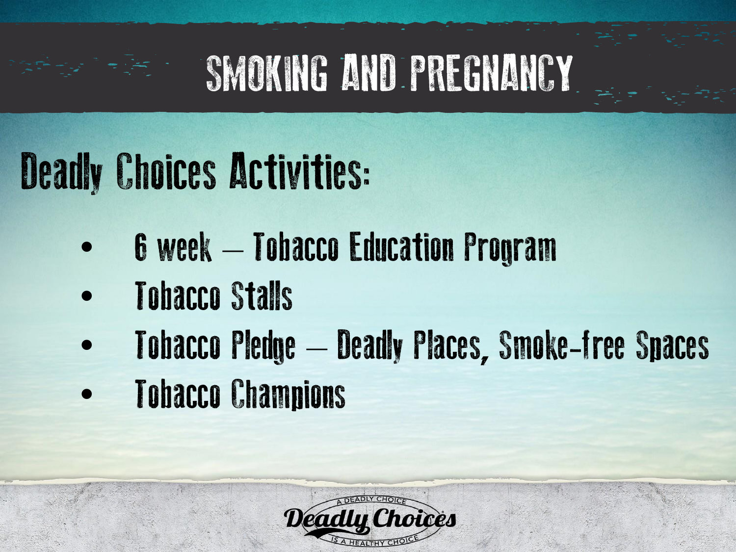# SMOKING AND PREGNANCY

## Deadly Choices Activities:

- 6 week – Tobacco Education Program
- Tobacco Stalls
- Tobacco Pledge – Deadly Places, Smoke-free Spaces
- Tobacco Champions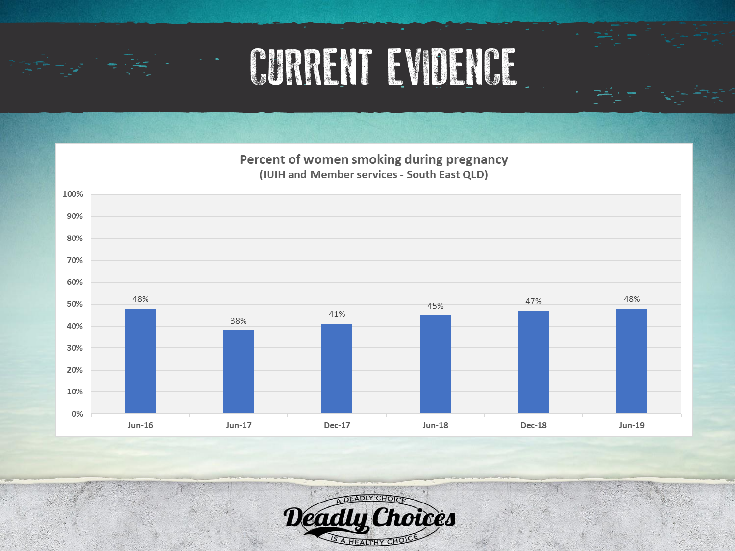# CURRENT EVIDENCE

**Percent of women smoking during pregnancy**
**(IUIH and Member services - South East QLD)**

| Period | Percent |
|---|---|
| Jun-16 | 48% |
| Jun-17 | 38% |
| Dec-17 | 41% |
| Jun-18 | 45% |
| Dec-18 | 47% |
| Jun-19 | 48% |

A DEADLY CHOICE
Deadly Choices
IS A HEALTHY CHOICE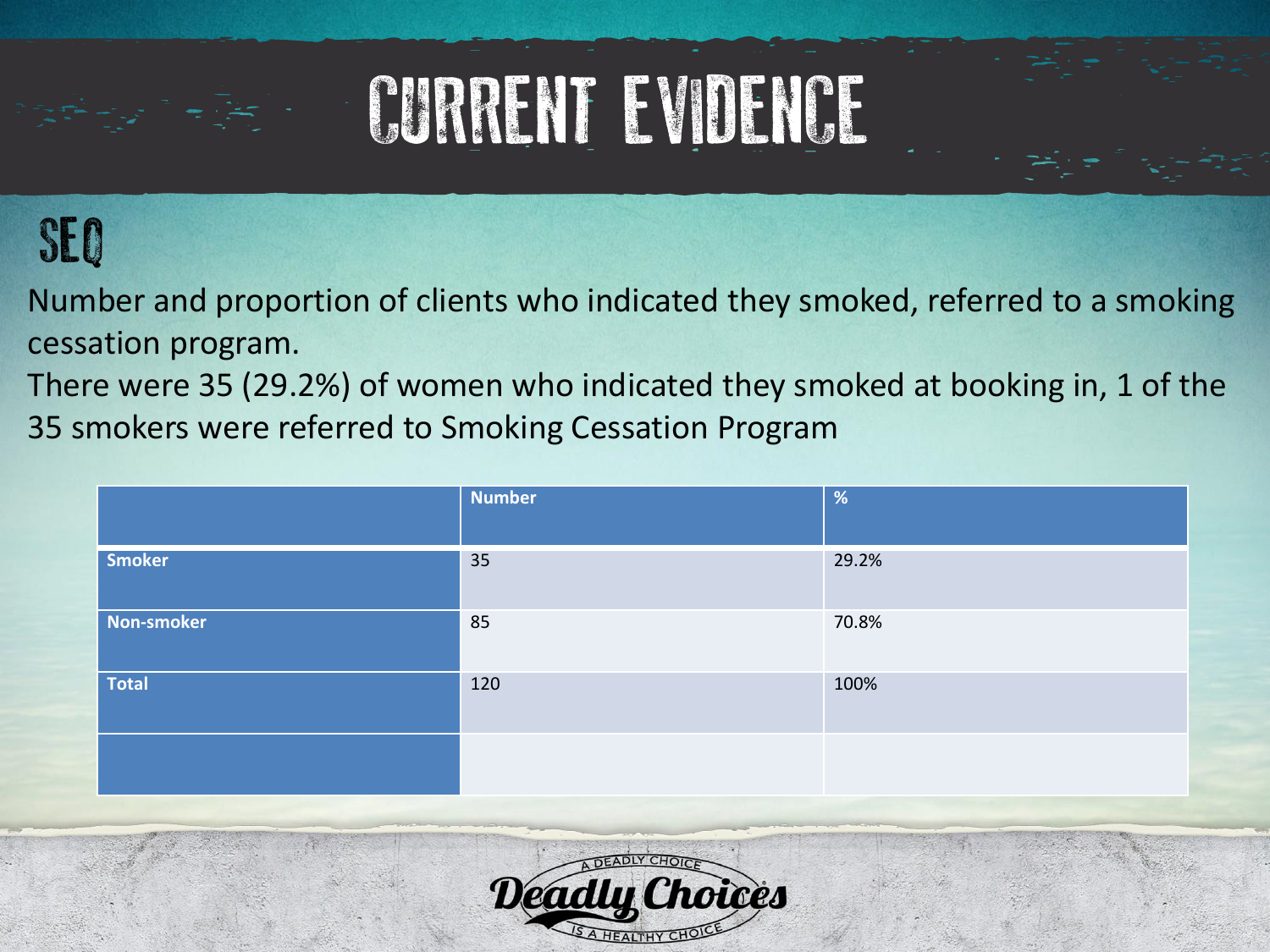# CURRENT EVIDENCE

## SEQ

Number and proportion of clients who indicated they smoked, referred to a smoking cessation program.

There were 35 (29.2%) of women who indicated they smoked at booking in, 1 of the 35 smokers were referred to Smoking Cessation Program

| | Number | % |
|---|---|---|
| **Smoker** | 35 | 29.2% |
| **Non-smoker** | 85 | 70.8% |
| **Total** | 120 | 100% |
| | | |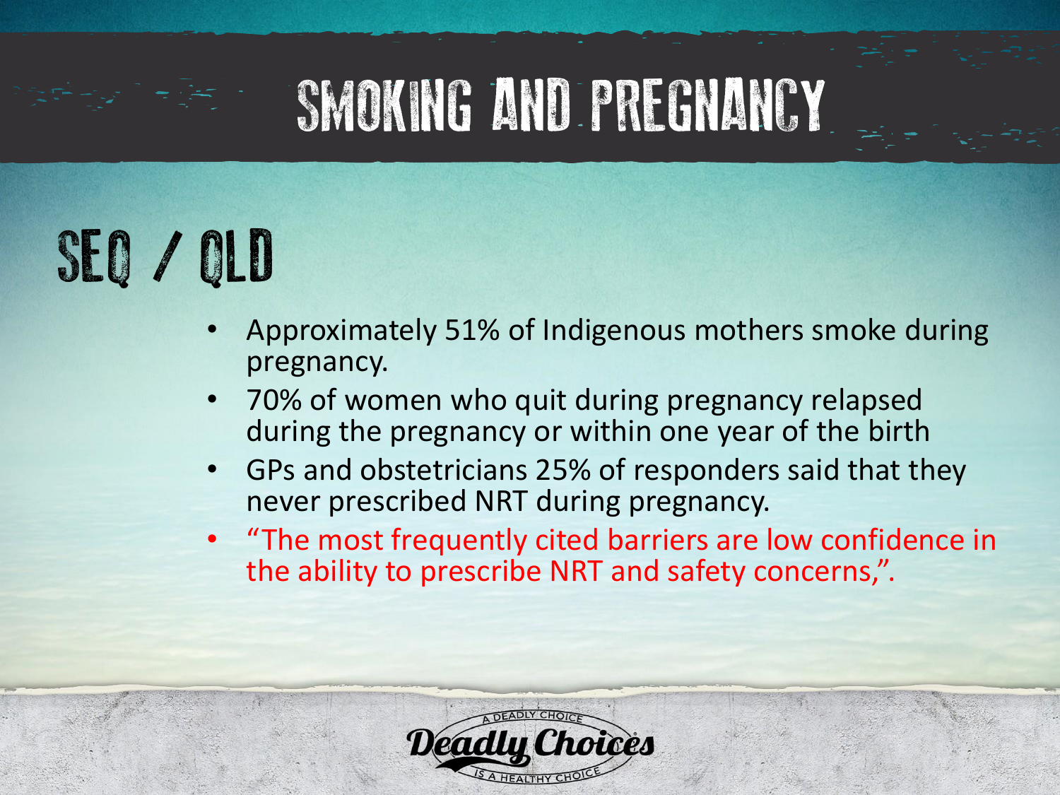# SMOKING AND PREGNANCY

## SEQ / QLD

- Approximately 51% of Indigenous mothers smoke during pregnancy.
- 70% of women who quit during pregnancy relapsed during the pregnancy or within one year of the birth
- GPs and obstetricians 25% of responders said that they never prescribed NRT during pregnancy.
- "The most frequently cited barriers are low confidence in the ability to prescribe NRT and safety concerns,".

A DEADLY CHOICE Deadly Choices IS A HEALTHY CHOICE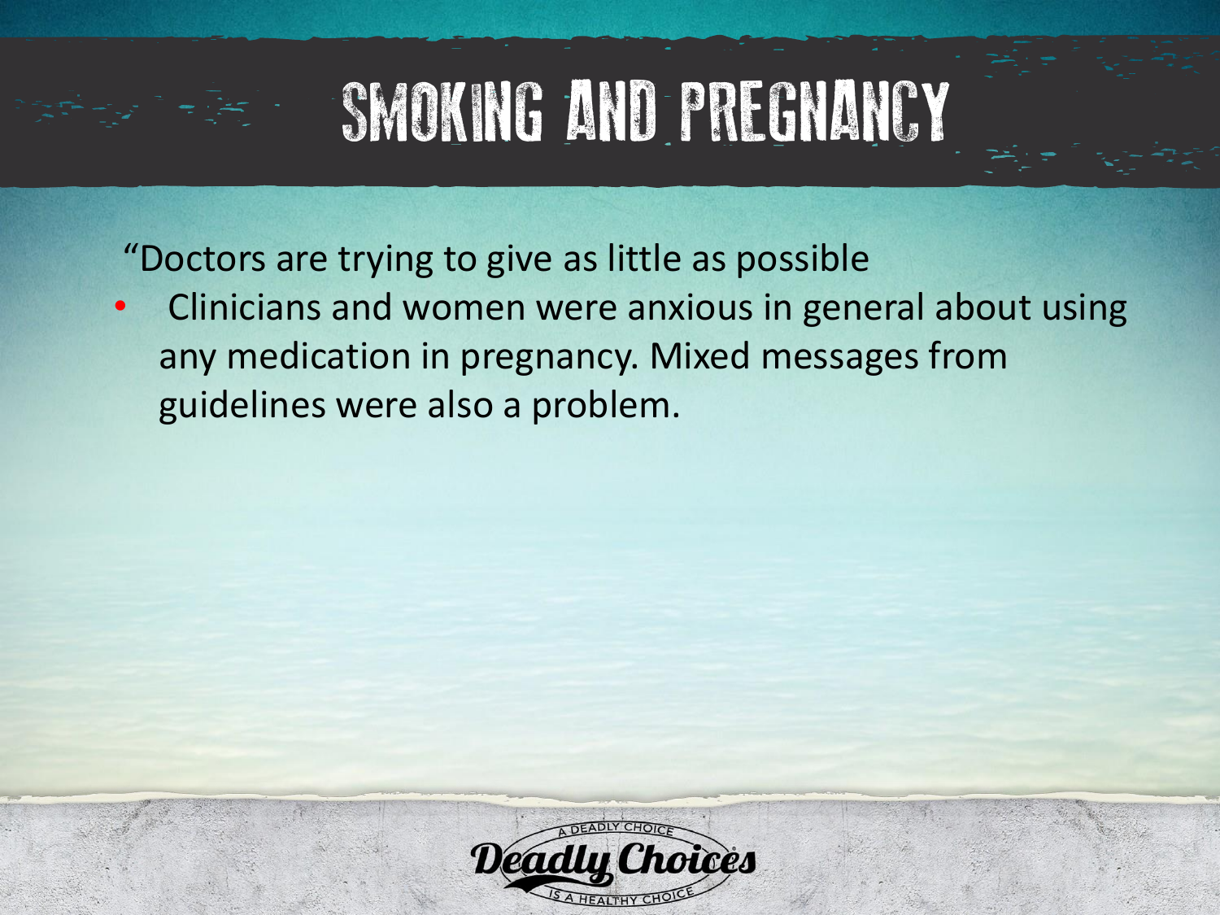# SMOKING AND PREGNANCY

"Doctors are trying to give as little as possible

- Clinicians and women were anxious in general about using any medication in pregnancy. Mixed messages from guidelines were also a problem.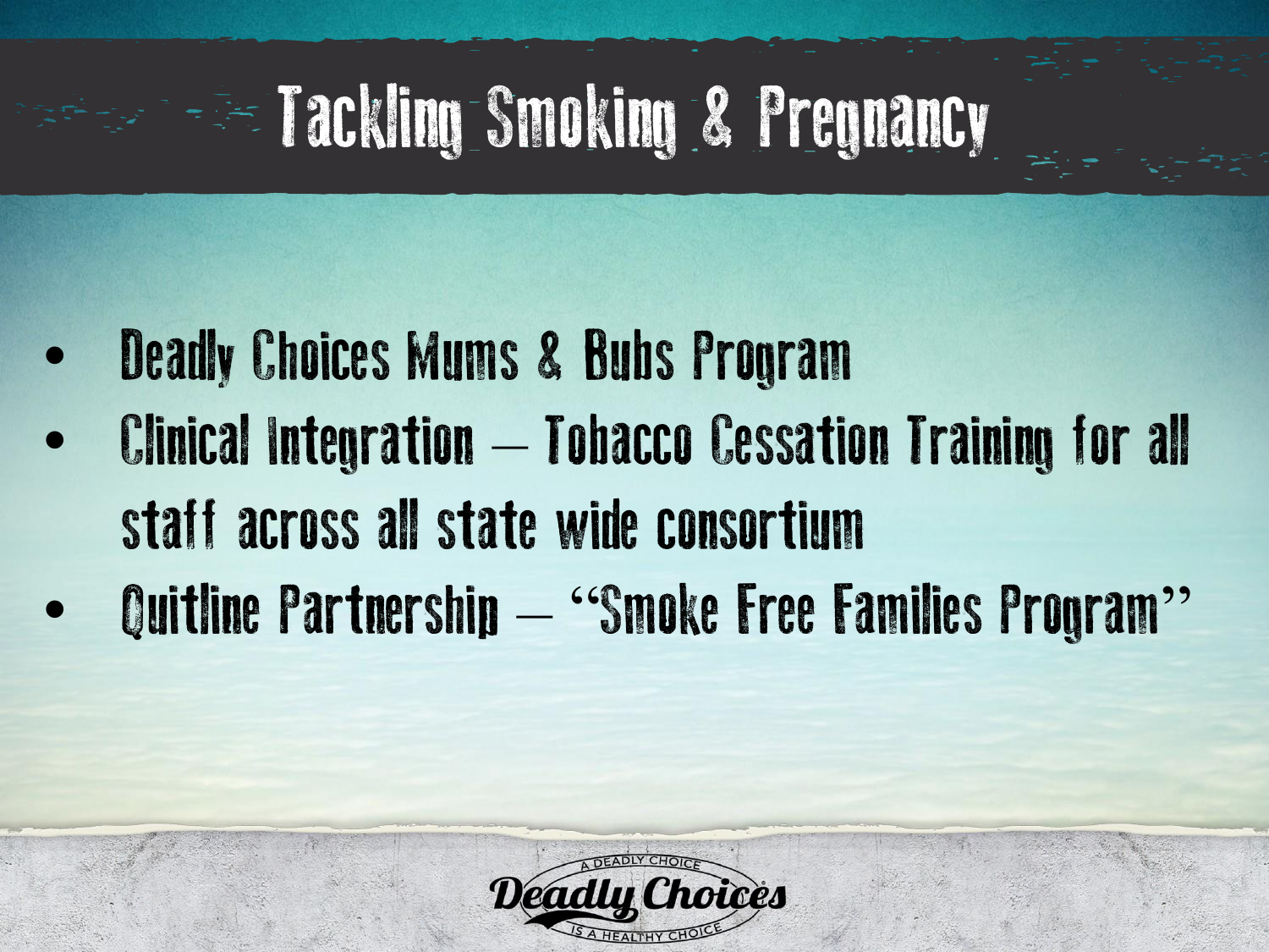# Tackling Smoking & Pregnancy

- Deadly Choices Mums & Bubs Program
- Clinical Integration – Tobacco Cessation Training for all staff across all state wide consortium
- Quitline Partnership – "Smoke Free Families Program"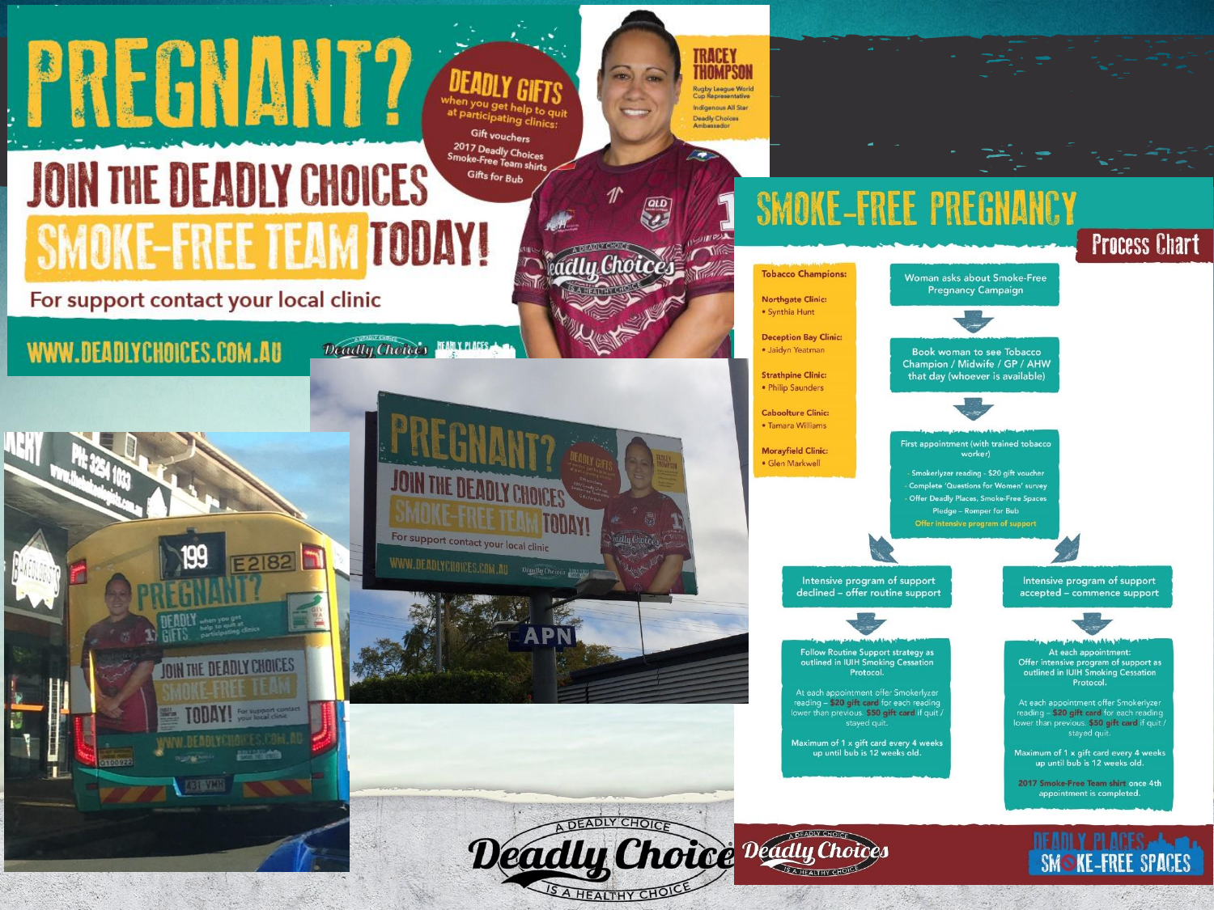# PREGNANT?

## JOIN THE DEADLY CHOICES SMOKE-FREE TEAM TODAY!

For support contact your local clinic

WWW.DEADLYCHOICES.COM.AU

**DEADLY GIFTS** when you get help to quit at participating clinics:

- Gift vouchers
- 2017 Deadly Choices Smoke-Free Team shirts
- Gifts for Bub

**TRACEY THOMPSON**
Rugby League World Cup Representative
Indigenous All Star
Deadly Choices Ambassador

# SMOKE-FREE PREGNANCY

## Process Chart

**Tobacco Champions:**

- **Northgate Clinic:** Synthia Hunt
- **Deception Bay Clinic:** Jaidyn Yeatman
- **Strathpine Clinic:** Philip Saunders
- **Caboolture Clinic:** Tamara Williams
- **Morayfield Clinic:** Glen Markwell

Woman asks about Smoke-Free Pregnancy Campaign

↓

Book woman to see Tobacco Champion / Midwife / GP / AHW that day (whoever is available)

↓

First appointment (with trained tobacco worker)

- Smokerlyzer reading - $20 gift voucher
- Complete 'Questions for Women' survey
- Offer Deadly Places, Smoke-Free Spaces Pledge – Romper for Bub

Offer intensive program of support

↓

**Intensive program of support declined – offer routine support**

Follow Routine Support strategy as outlined in IUIH Smoking Cessation Protocol.

At each appointment offer Smokerlyzer reading – $20 gift card for each reading lower than previous. $50 gift card if quit / stayed quit.

Maximum of 1 x gift card every 4 weeks up until bub is 12 weeks old.

**Intensive program of support accepted – commence support**

At each appointment: Offer intensive program of support as outlined in IUIH Smoking Cessation Protocol.

At each appointment offer Smokerlyzer reading – $20 gift card for each reading lower than previous. $50 gift card if quit / stayed quit.

Maximum of 1 x gift card every 4 weeks up until bub is 12 weeks old.

2017 Smoke-Free Team shirt once 4th appointment is completed.

A DEADLY CHOICE
Deadly Choices
IS A HEALTHY CHOICE

DEADLY PLACES
SMOKE-FREE SPACES